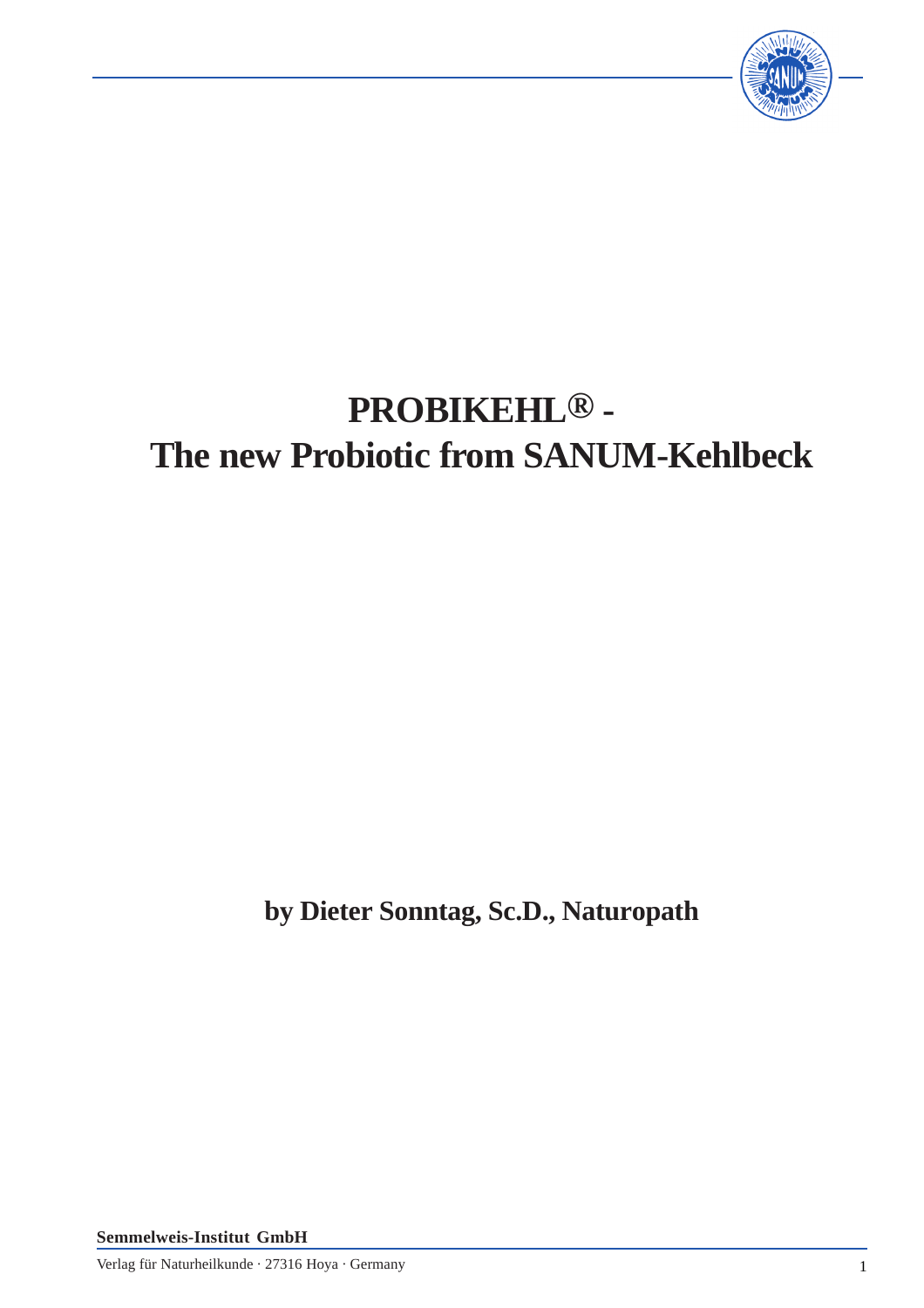# PROBIKEHL® - The new Probiotic from SANUM-Kehlbeck

**by Dieter Sonntag, Sc.D., Naturopath**

**Semmelweis-Institut GmbH**

Verlag für Naturheilkunde · 27316 Hoya · Germany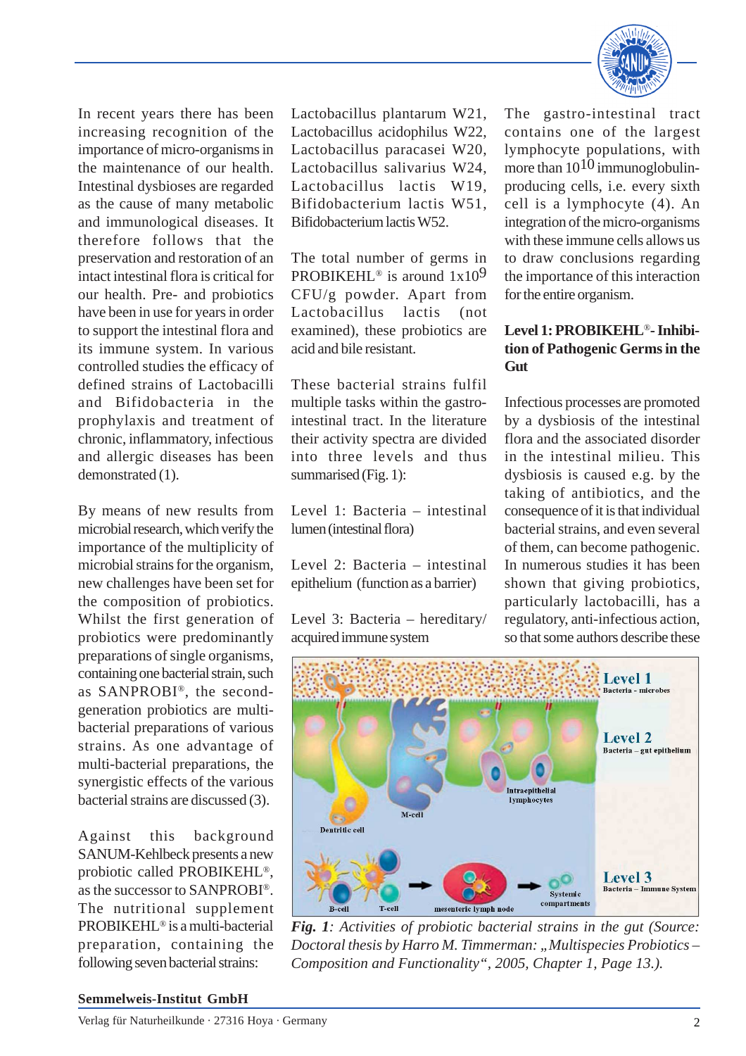In recent years there has been increasing recognition of the importance of micro-organisms in the maintenance of our health. Intestinal dysbioses are regarded as the cause of many metabolic and immunological diseases. It therefore follows that the preservation and restoration of an intact intestinal flora is critical for our health. Pre- and probiotics have been in use for years in order to support the intestinal flora and its immune system. In various controlled studies the efficacy of defined strains of Lactobacilli and Bifidobacteria in the prophylaxis and treatment of chronic, inflammatory, infectious and allergic diseases has been demonstrated (1).

By means of new results from microbial research, which verify the importance of the multiplicity of microbial strains for the organism, new challenges have been set for the composition of probiotics. Whilst the first generation of probiotics were predominantly preparations of single organisms, containing one bacterial strain, such as SANPROBI®, the second-generation probiotics are multi-bacterial preparations of various strains. As one advantage of multi-bacterial preparations, the synergistic effects of the various bacterial strains are discussed (3).

Against this background SANUM-Kehlbeck presents a new probiotic called PROBIKEHL®, as the successor to SANPROBI®. The nutritional supplement PROBIKEHL® is a multi-bacterial preparation, containing the following seven bacterial strains: Lactobacillus plantarum W21, Lactobacillus acidophilus W22, Lactobacillus paracasei W20, Lactobacillus salivarius W24, Lactobacillus lactis W19, Bifidobacterium lactis W51, Bifidobacterium lactis W52.

The total number of germs in PROBIKEHL® is around $1x10^9$ CFU/g powder. Apart from Lactobacillus lactis (not examined), these probiotics are acid and bile resistant.

These bacterial strains fulfil multiple tasks within the gastro-intestinal tract. In the literature their activity spectra are divided into three levels and thus summarised (Fig. 1):

Level 1: Bacteria – intestinal lumen (intestinal flora)

Level 2: Bacteria – intestinal epithelium (function as a barrier)

Level 3: Bacteria – hereditary/ acquired immune system

The gastro-intestinal tract contains one of the largest lymphocyte populations, with more than $10^{10}$ immunoglobulin-producing cells, i.e. every sixth cell is a lymphocyte (4). An integration of the micro-organisms with these immune cells allows us to draw conclusions regarding the importance of this interaction for the entire organism.

### Level 1: PROBIKEHL®- Inhibition of Pathogenic Germs in the Gut

Infectious processes are promoted by a dysbiosis of the intestinal flora and the associated disorder in the intestinal milieu. This dysbiosis is caused e.g. by the taking of antibiotics, and the consequence of it is that individual bacterial strains, and even several of them, can become pathogenic. In numerous studies it has been shown that giving probiotics, particularly lactobacilli, has a regulatory, anti-infectious action, so that some authors describe these

*Fig. 1: Activities of probiotic bacterial strains in the gut (Source: Doctoral thesis by Harro M. Timmerman: „Multispecies Probiotics – Composition and Functionality", 2005, Chapter 1, Page 13.).*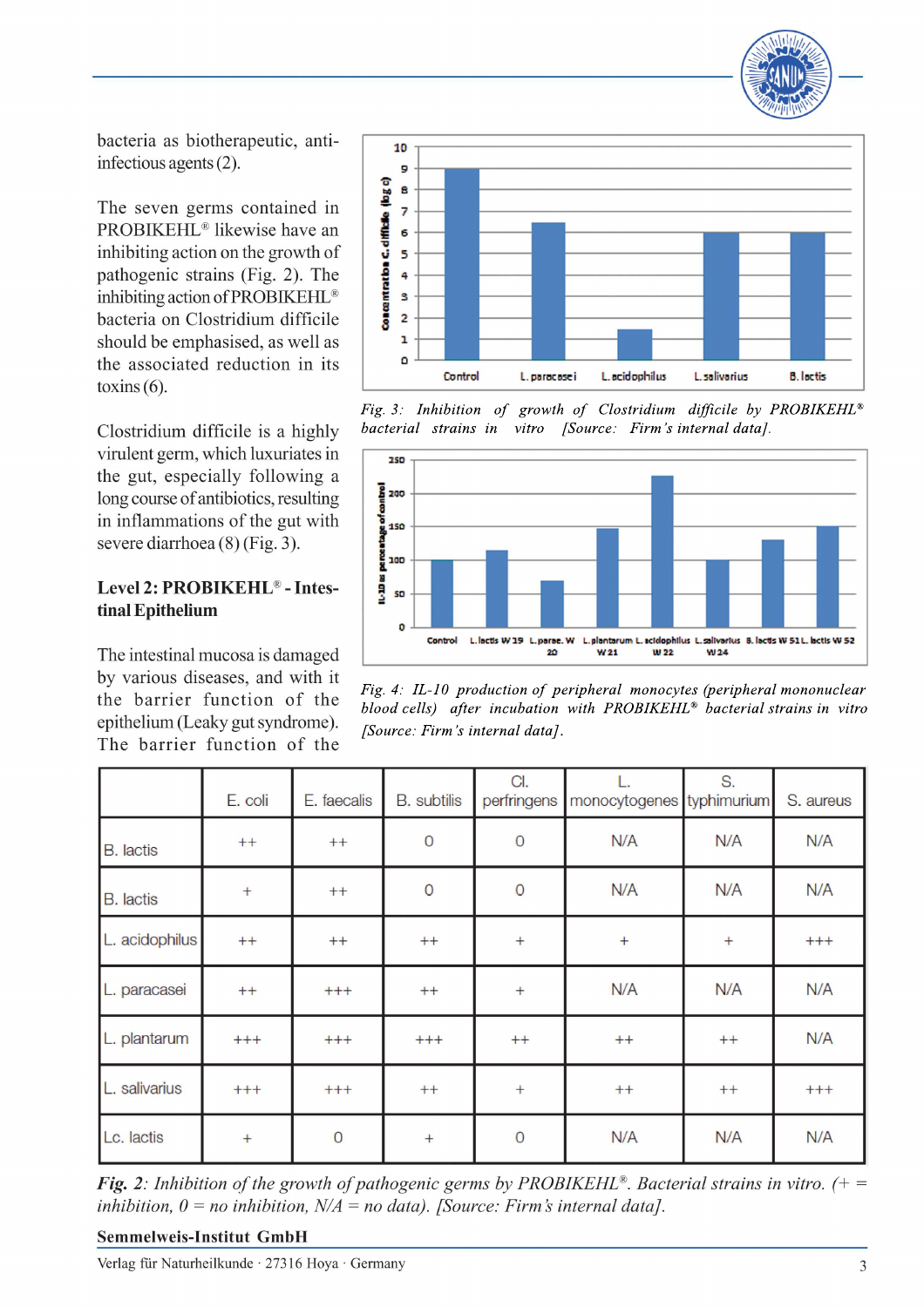bacteria as biotherapeutic, anti-infectious agents (2).

The seven germs contained in PROBIKEHL® likewise have an inhibiting action on the growth of pathogenic strains (Fig. 2). The inhibiting action of PROBIKEHL® bacteria on Clostridium difficile should be emphasised, as well as the associated reduction in its toxins (6).

Clostridium difficile is a highly virulent germ, which luxuriates in the gut, especially following a long course of antibiotics, resulting in inflammations of the gut with severe diarrhoea (8) (Fig. 3).

## Level 2: PROBIKEHL® - Intestinal Epithelium

The intestinal mucosa is damaged by various diseases, and with it the barrier function of the epithelium (Leaky gut syndrome). The barrier function of the

*Fig. 3: Inhibition of growth of Clostridium difficile by PROBIKEHL® bacterial strains in vitro [Source: Firm's internal data].*

*Fig. 4: IL-10 production of peripheral monocytes (peripheral mononuclear blood cells) after incubation with PROBIKEHL® bacterial strains in vitro [Source: Firm's internal data].*

| | E. coli | E. faecalis | B. subtilis | Cl. perfringens | L. monocytogenes | S. typhimurium | S. aureus |
|---|---|---|---|---|---|---|---|
| B. lactis | ++ | ++ | 0 | 0 | N/A | N/A | N/A |
| B. lactis | + | ++ | 0 | 0 | N/A | N/A | N/A |
| L. acidophilus | ++ | ++ | ++ | + | + | + | +++ |
| L. paracasei | ++ | +++ | ++ | + | N/A | N/A | N/A |
| L. plantarum | +++ | +++ | +++ | ++ | ++ | ++ | N/A |
| L. salivarius | +++ | +++ | ++ | + | ++ | ++ | +++ |
| Lc. lactis | + | 0 | + | 0 | N/A | N/A | N/A |

***Fig. 2**: Inhibition of the growth of pathogenic germs by PROBIKEHL®. Bacterial strains in vitro. (+ = inhibition, 0 = no inhibition, N/A = no data). [Source: Firm's internal data].*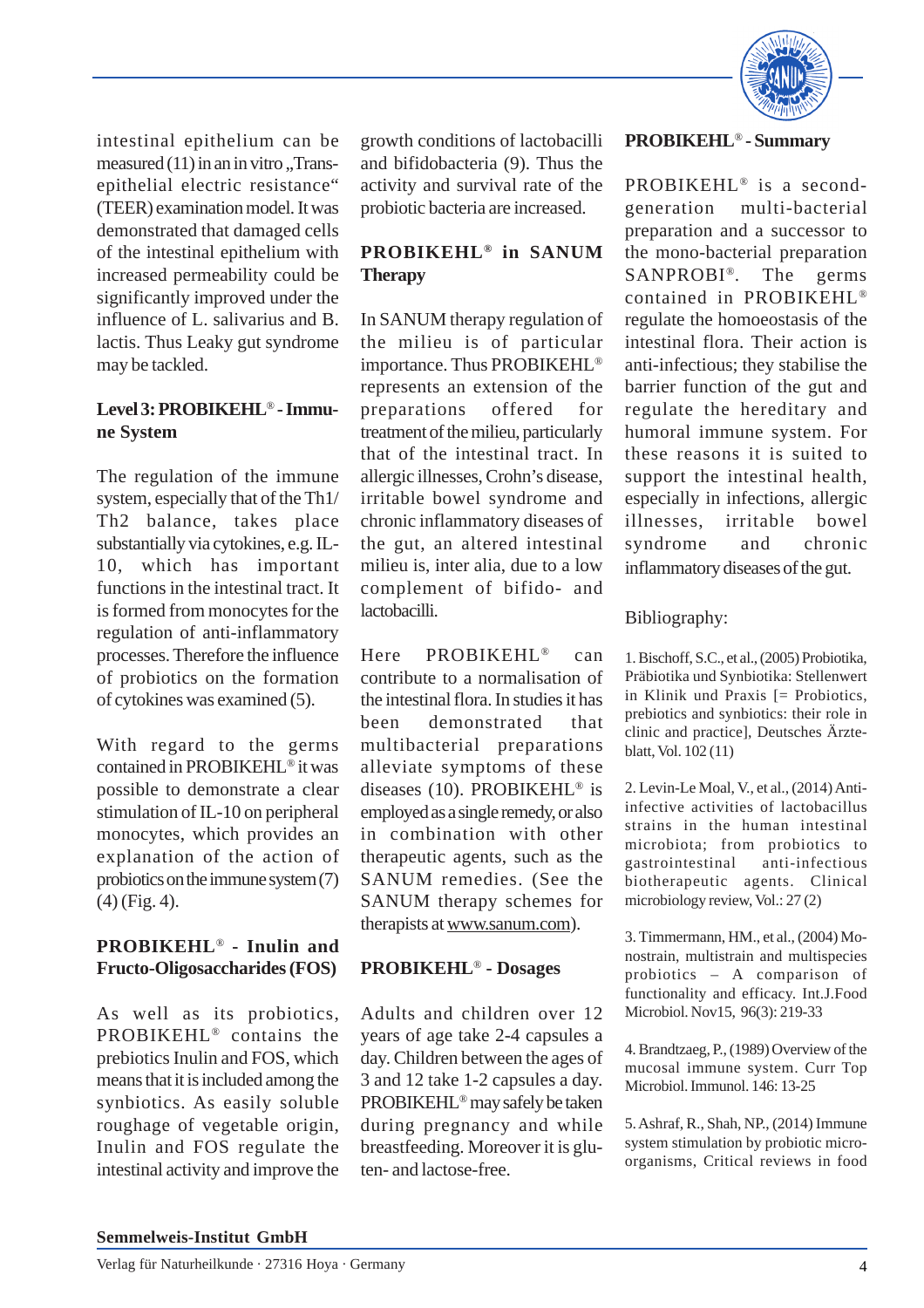intestinal epithelium can be measured (11) in an in vitro „Trans-epithelial electric resistance" (TEER) examination model. It was demonstrated that damaged cells of the intestinal epithelium with increased permeability could be significantly improved under the influence of L. salivarius and B. lactis. Thus Leaky gut syndrome may be tackled.

### Level 3: PROBIKEHL® - Immune System

The regulation of the immune system, especially that of the Th1/Th2 balance, takes place substantially via cytokines, e.g. IL-10, which has important functions in the intestinal tract. It is formed from monocytes for the regulation of anti-inflammatory processes. Therefore the influence of probiotics on the formation of cytokines was examined (5).

With regard to the germs contained in PROBIKEHL® it was possible to demonstrate a clear stimulation of IL-10 on peripheral monocytes, which provides an explanation of the action of probiotics on the immune system (7) (4) (Fig. 4).

### PROBIKEHL® - Inulin and Fructo-Oligosaccharides (FOS)

As well as its probiotics, PROBIKEHL® contains the prebiotics Inulin and FOS, which means that it is included among the synbiotics. As easily soluble roughage of vegetable origin, Inulin and FOS regulate the intestinal activity and improve the growth conditions of lactobacilli and bifidobacteria (9). Thus the activity and survival rate of the probiotic bacteria are increased.

### PROBIKEHL® in SANUM Therapy

In SANUM therapy regulation of the milieu is of particular importance. Thus PROBIKEHL® represents an extension of the preparations offered for treatment of the milieu, particularly that of the intestinal tract. In allergic illnesses, Crohn's disease, irritable bowel syndrome and chronic inflammatory diseases of the gut, an altered intestinal milieu is, inter alia, due to a low complement of bifido- and lactobacilli.

Here PROBIKEHL® can contribute to a normalisation of the intestinal flora. In studies it has been demonstrated that multibacterial preparations alleviate symptoms of these diseases (10). PROBIKEHL® is employed as a single remedy, or also in combination with other therapeutic agents, such as the SANUM remedies. (See the SANUM therapy schemes for therapists at www.sanum.com).

### PROBIKEHL® - Dosages

Adults and children over 12 years of age take 2-4 capsules a day. Children between the ages of 3 and 12 take 1-2 capsules a day. PROBIKEHL® may safely be taken during pregnancy and while breastfeeding. Moreover it is gluten- and lactose-free.

### PROBIKEHL® - Summary

PROBIKEHL® is a second-generation multi-bacterial preparation and a successor to the mono-bacterial preparation SANPROBI®. The germs contained in PROBIKEHL® regulate the homoeostasis of the intestinal flora. Their action is anti-infectious; they stabilise the barrier function of the gut and regulate the hereditary and humoral immune system. For these reasons it is suited to support the intestinal health, especially in infections, allergic illnesses, irritable bowel syndrome and chronic inflammatory diseases of the gut.

### Bibliography:

1. Bischoff, S.C., et al., (2005) Probiotika, Präbiotika und Synbiotika: Stellenwert in Klinik und Praxis [= Probiotics, prebiotics and synbiotics: their role in clinic and practice], Deutsches Ärzteblatt, Vol. 102 (11)

2. Levin-Le Moal, V., et al., (2014) Anti-infective activities of lactobacillus strains in the human intestinal microbiota; from probiotics to gastrointestinal anti-infectious biotherapeutic agents. Clinical microbiology review, Vol.: 27 (2)

3. Timmermann, HM., et al., (2004) Monostrain, multistrain and multispecies probiotics – A comparison of functionality and efficacy. Int.J.Food Microbiol. Nov15, 96(3): 219-33

4. Brandtzaeg, P., (1989) Overview of the mucosal immune system. Curr Top Microbiol. Immunol. 146: 13-25

5. Ashraf, R., Shah, NP., (2014) Immune system stimulation by probiotic micro-organisms, Critical reviews in food

Semmelweis-Institut GmbH

Verlag für Naturheilkunde · 27316 Hoya · Germany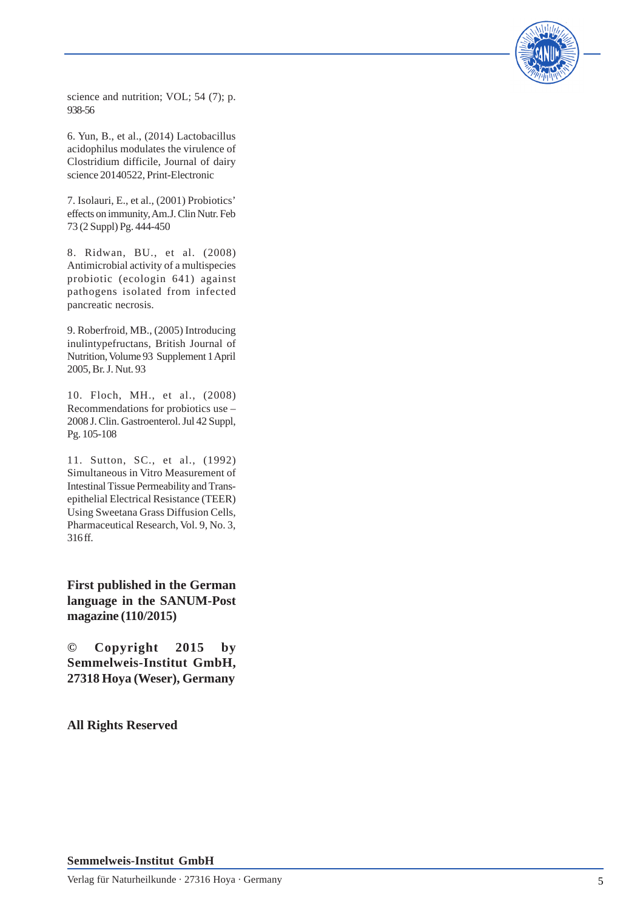science and nutrition; VOL; 54 (7); p. 938-56

6. Yun, B., et al., (2014) Lactobacillus acidophilus modulates the virulence of Clostridium difficile, Journal of dairy science 20140522, Print-Electronic

7. Isolauri, E., et al., (2001) Probiotics' effects on immunity, Am.J. Clin Nutr. Feb 73 (2 Suppl) Pg. 444-450

8. Ridwan, BU., et al. (2008) Antimicrobial activity of a multispecies probiotic (ecologin 641) against pathogens isolated from infected pancreatic necrosis.

9. Roberfroid, MB., (2005) Introducing inulintypefructans, British Journal of Nutrition, Volume 93 Supplement 1 April 2005, Br. J. Nut. 93

10. Floch, MH., et al., (2008) Recommendations for probiotics use – 2008 J. Clin. Gastroenterol. Jul 42 Suppl, Pg. 105-108

11. Sutton, SC., et al., (1992) Simultaneous in Vitro Measurement of Intestinal Tissue Permeability and Trans-epithelial Electrical Resistance (TEER) Using Sweetana Grass Diffusion Cells, Pharmaceutical Research, Vol. 9, No. 3, 316 ff.

**First published in the German language in the SANUM-Post magazine (110/2015)**

**© Copyright 2015 by Semmelweis-Institut GmbH, 27318 Hoya (Weser), Germany**

**All Rights Reserved**

**Semmelweis-Institut GmbH**

Verlag für Naturheilkunde · 27316 Hoya · Germany